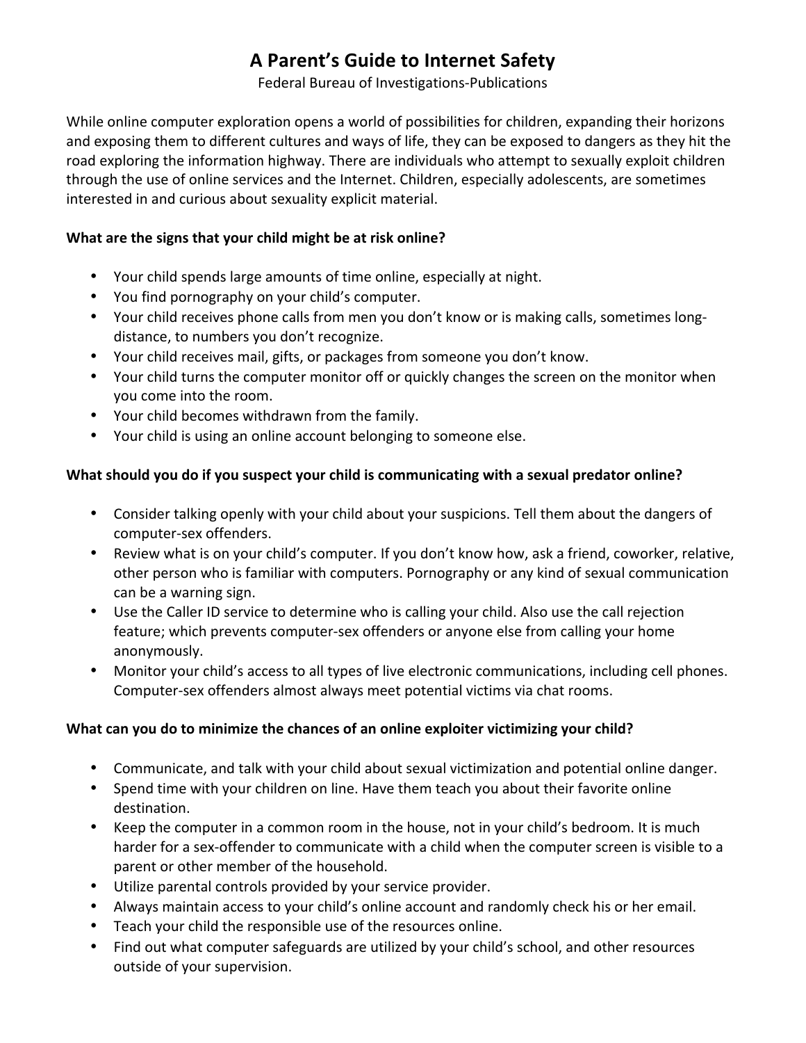# A Parent's Guide to Internet Safety

Federal Bureau of Investigations-Publications

While online computer exploration opens a world of possibilities for children, expanding their horizons and exposing them to different cultures and ways of life, they can be exposed to dangers as they hit the road exploring the information highway. There are individuals who attempt to sexually exploit children through the use of online services and the Internet. Children, especially adolescents, are sometimes interested in and curious about sexuality explicit material.

**What are the signs that your child might be at risk online?**

- Your child spends large amounts of time online, especially at night.
- You find pornography on your child's computer.
- Your child receives phone calls from men you don't know or is making calls, sometimes long-distance, to numbers you don't recognize.
- Your child receives mail, gifts, or packages from someone you don't know.
- Your child turns the computer monitor off or quickly changes the screen on the monitor when you come into the room.
- Your child becomes withdrawn from the family.
- Your child is using an online account belonging to someone else.

**What should you do if you suspect your child is communicating with a sexual predator online?**

- Consider talking openly with your child about your suspicions. Tell them about the dangers of computer-sex offenders.
- Review what is on your child's computer. If you don't know how, ask a friend, coworker, relative, other person who is familiar with computers. Pornography or any kind of sexual communication can be a warning sign.
- Use the Caller ID service to determine who is calling your child. Also use the call rejection feature; which prevents computer-sex offenders or anyone else from calling your home anonymously.
- Monitor your child's access to all types of live electronic communications, including cell phones. Computer-sex offenders almost always meet potential victims via chat rooms.

**What can you do to minimize the chances of an online exploiter victimizing your child?**

- Communicate, and talk with your child about sexual victimization and potential online danger.
- Spend time with your children on line. Have them teach you about their favorite online destination.
- Keep the computer in a common room in the house, not in your child's bedroom. It is much harder for a sex-offender to communicate with a child when the computer screen is visible to a parent or other member of the household.
- Utilize parental controls provided by your service provider.
- Always maintain access to your child's online account and randomly check his or her email.
- Teach your child the responsible use of the resources online.
- Find out what computer safeguards are utilized by your child's school, and other resources outside of your supervision.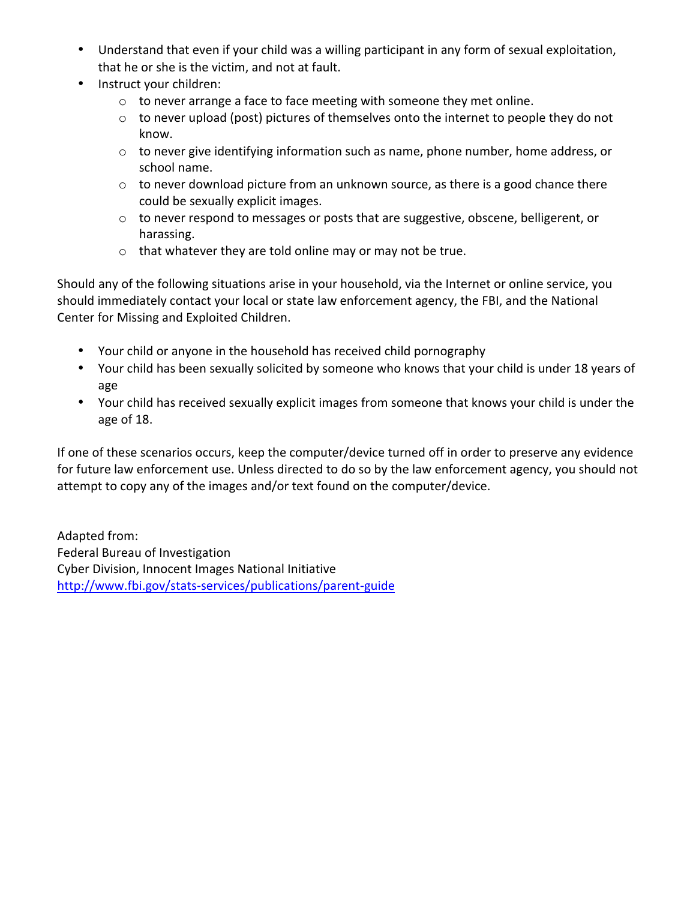- Understand that even if your child was a willing participant in any form of sexual exploitation, that he or she is the victim, and not at fault.
- Instruct your children:
  - to never arrange a face to face meeting with someone they met online.
  - to never upload (post) pictures of themselves onto the internet to people they do not know.
  - to never give identifying information such as name, phone number, home address, or school name.
  - to never download picture from an unknown source, as there is a good chance there could be sexually explicit images.
  - to never respond to messages or posts that are suggestive, obscene, belligerent, or harassing.
  - that whatever they are told online may or may not be true.

Should any of the following situations arise in your household, via the Internet or online service, you should immediately contact your local or state law enforcement agency, the FBI, and the National Center for Missing and Exploited Children.

- Your child or anyone in the household has received child pornography
- Your child has been sexually solicited by someone who knows that your child is under 18 years of age
- Your child has received sexually explicit images from someone that knows your child is under the age of 18.

If one of these scenarios occurs, keep the computer/device turned off in order to preserve any evidence for future law enforcement use. Unless directed to do so by the law enforcement agency, you should not attempt to copy any of the images and/or text found on the computer/device.

Adapted from:
Federal Bureau of Investigation
Cyber Division, Innocent Images National Initiative
http://www.fbi.gov/stats-services/publications/parent-guide